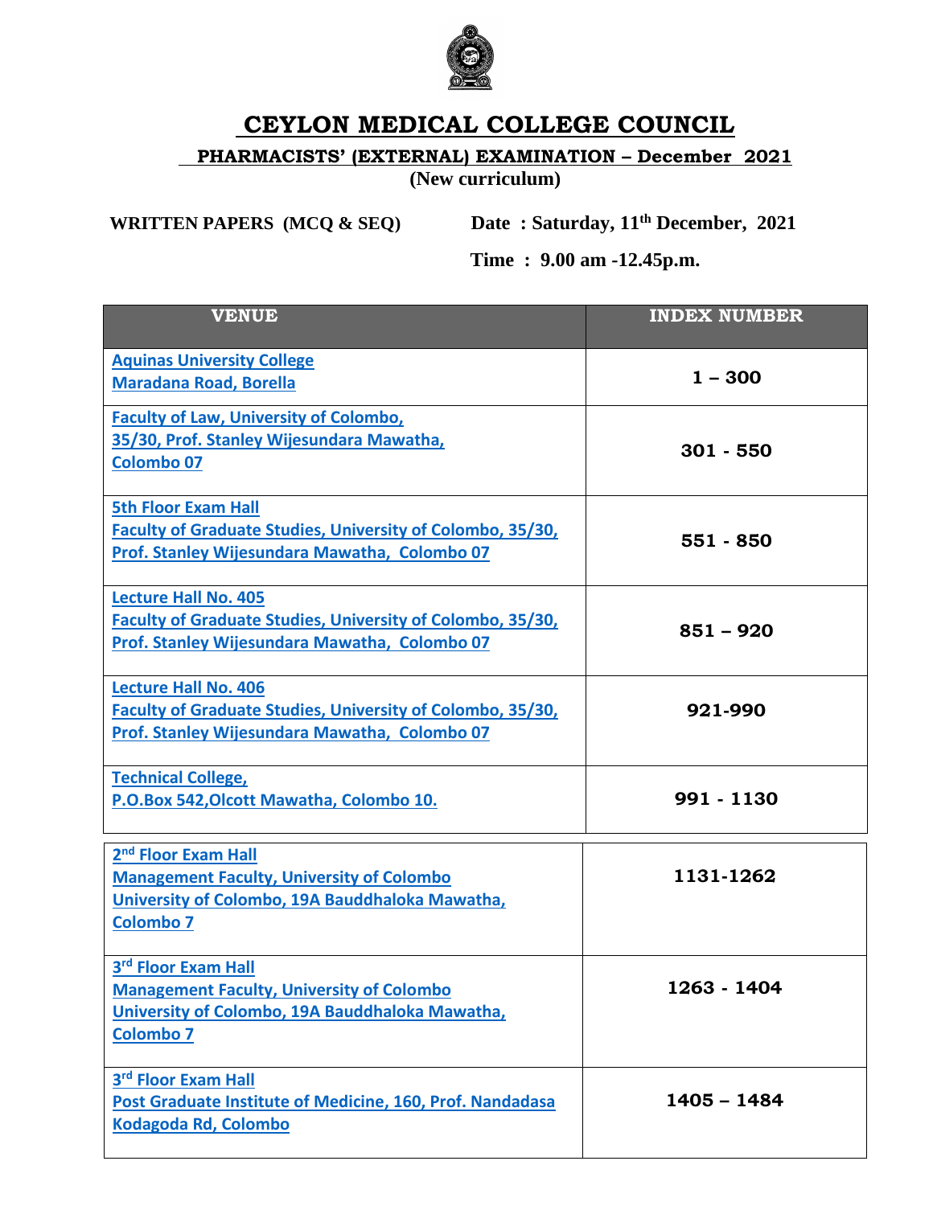# CEYLON MEDICAL COLLEGE COUNCIL

## PHARMACISTS' (EXTERNAL) EXAMINATION – December 2021

**(New curriculum)**

**WRITTEN PAPERS (MCQ & SEQ)** **Date : Saturday, 11th December, 2021**

**Time : 9.00 am -12.45p.m.**

| VENUE | INDEX NUMBER |
|---|---|
| Aquinas University College<br>Maradana Road, Borella | 1 – 300 |
| Faculty of Law, University of Colombo,<br>35/30, Prof. Stanley Wijesundara Mawatha,<br>Colombo 07 | 301 - 550 |
| 5th Floor Exam Hall<br>Faculty of Graduate Studies, University of Colombo, 35/30,<br>Prof. Stanley Wijesundara Mawatha, Colombo 07 | 551 - 850 |
| Lecture Hall No. 405<br>Faculty of Graduate Studies, University of Colombo, 35/30,<br>Prof. Stanley Wijesundara Mawatha, Colombo 07 | 851 – 920 |
| Lecture Hall No. 406<br>Faculty of Graduate Studies, University of Colombo, 35/30,<br>Prof. Stanley Wijesundara Mawatha, Colombo 07 | 921-990 |
| Technical College,<br>P.O.Box 542,Olcott Mawatha, Colombo 10. | 991 - 1130 |
| 2nd Floor Exam Hall<br>Management Faculty, University of Colombo<br>University of Colombo, 19A Bauddhaloka Mawatha,<br>Colombo 7 | 1131-1262 |
| 3rd Floor Exam Hall<br>Management Faculty, University of Colombo<br>University of Colombo, 19A Bauddhaloka Mawatha,<br>Colombo 7 | 1263 - 1404 |
| 3rd Floor Exam Hall<br>Post Graduate Institute of Medicine, 160, Prof. Nandadasa<br>Kodagoda Rd, Colombo | 1405 – 1484 |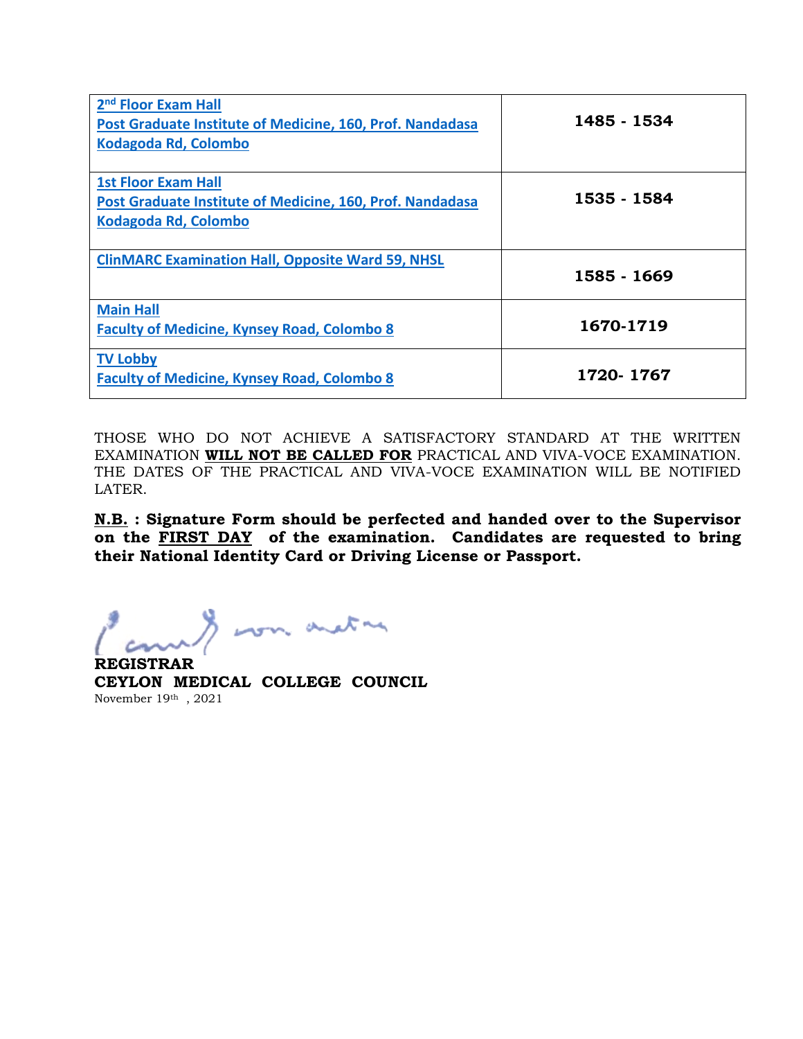| | |
|---|---|
| 2nd Floor Exam Hall<br>Post Graduate Institute of Medicine, 160, Prof. Nandadasa Kodagoda Rd, Colombo | **1485 - 1534** |
| 1st Floor Exam Hall<br>Post Graduate Institute of Medicine, 160, Prof. Nandadasa Kodagoda Rd, Colombo | **1535 - 1584** |
| ClinMARC Examination Hall, Opposite Ward 59, NHSL | **1585 - 1669** |
| Main Hall<br>Faculty of Medicine, Kynsey Road, Colombo 8 | **1670-1719** |
| TV Lobby<br>Faculty of Medicine, Kynsey Road, Colombo 8 | **1720- 1767** |

THOSE WHO DO NOT ACHIEVE A SATISFACTORY STANDARD AT THE WRITTEN EXAMINATION **WILL NOT BE CALLED FOR** PRACTICAL AND VIVA-VOCE EXAMINATION. THE DATES OF THE PRACTICAL AND VIVA-VOCE EXAMINATION WILL BE NOTIFIED LATER.

**N.B. : Signature Form should be perfected and handed over to the Supervisor on the FIRST DAY of the examination. Candidates are requested to bring their National Identity Card or Driving License or Passport.**

**REGISTRAR**
**CEYLON MEDICAL COLLEGE COUNCIL**
November 19th , 2021